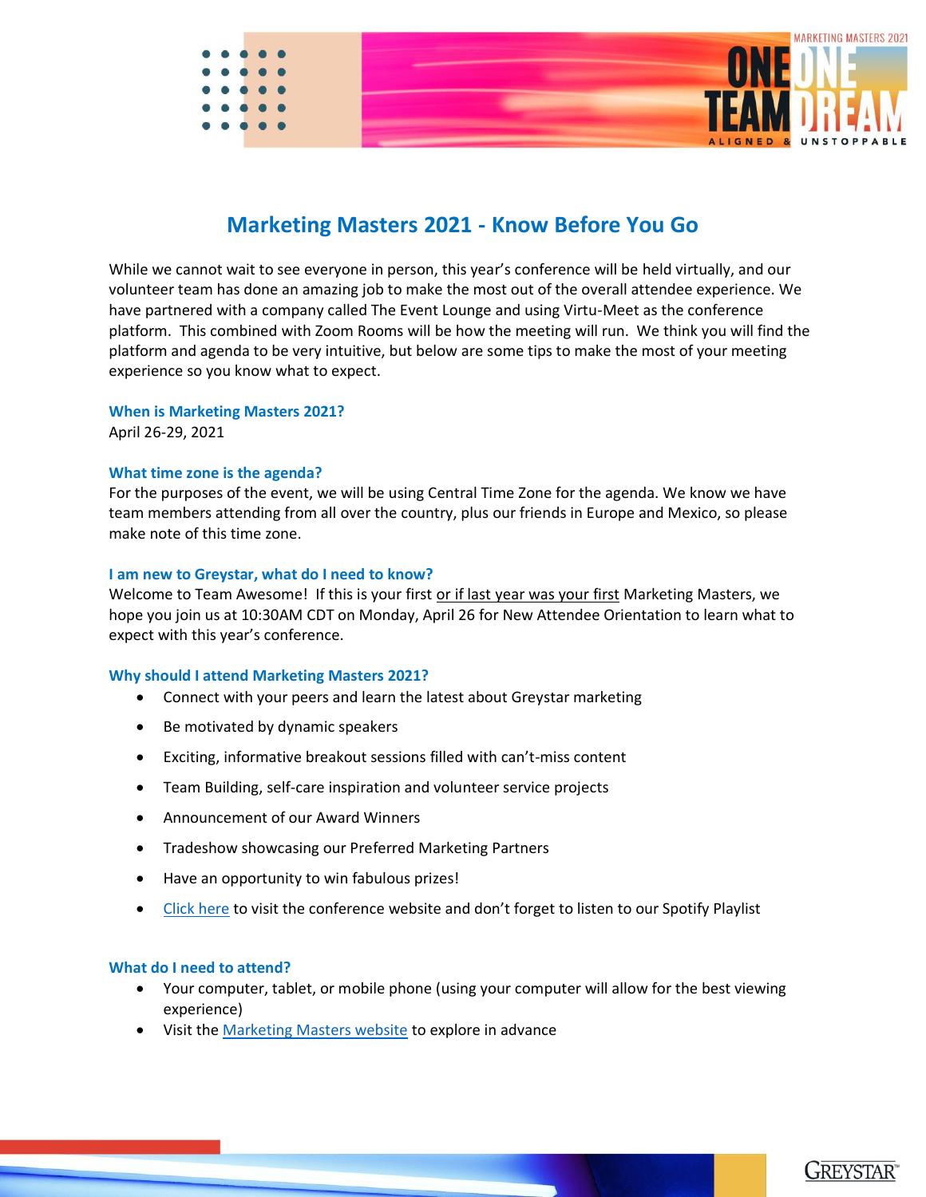# Marketing Masters 2021 - Know Before You Go

While we cannot wait to see everyone in person, this year's conference will be held virtually, and our volunteer team has done an amazing job to make the most out of the overall attendee experience. We have partnered with a company called The Event Lounge and using Virtu-Meet as the conference platform. This combined with Zoom Rooms will be how the meeting will run. We think you will find the platform and agenda to be very intuitive, but below are some tips to make the most of your meeting experience so you know what to expect.

### When is Marketing Masters 2021?

April 26-29, 2021

### What time zone is the agenda?

For the purposes of the event, we will be using Central Time Zone for the agenda. We know we have team members attending from all over the country, plus our friends in Europe and Mexico, so please make note of this time zone.

### I am new to Greystar, what do I need to know?

Welcome to Team Awesome! If this is your first or if last year was your first Marketing Masters, we hope you join us at 10:30AM CDT on Monday, April 26 for New Attendee Orientation to learn what to expect with this year's conference.

### Why should I attend Marketing Masters 2021?

- Connect with your peers and learn the latest about Greystar marketing
- Be motivated by dynamic speakers
- Exciting, informative breakout sessions filled with can't-miss content
- Team Building, self-care inspiration and volunteer service projects
- Announcement of our Award Winners
- Tradeshow showcasing our Preferred Marketing Partners
- Have an opportunity to win fabulous prizes!
- Click here to visit the conference website and don't forget to listen to our Spotify Playlist

### What do I need to attend?

- Your computer, tablet, or mobile phone (using your computer will allow for the best viewing experience)
- Visit the Marketing Masters website to explore in advance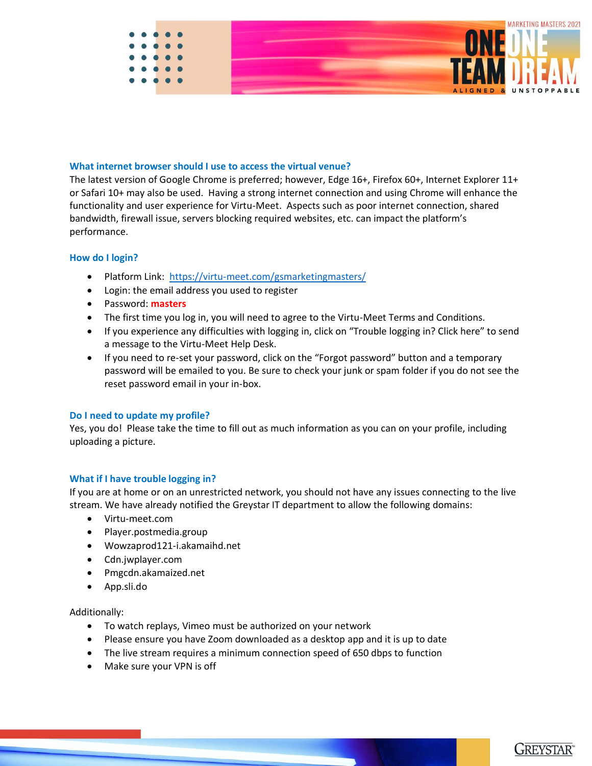### What internet browser should I use to access the virtual venue?

The latest version of Google Chrome is preferred; however, Edge 16+, Firefox 60+, Internet Explorer 11+ or Safari 10+ may also be used. Having a strong internet connection and using Chrome will enhance the functionality and user experience for Virtu-Meet. Aspects such as poor internet connection, shared bandwidth, firewall issue, servers blocking required websites, etc. can impact the platform's performance.

### How do I login?

- Platform Link: [https://virtu-meet.com/gsmarketingmasters/](https://virtu-meet.com/gsmarketingmasters/)
- Login: the email address you used to register
- Password: **masters**
- The first time you log in, you will need to agree to the Virtu-Meet Terms and Conditions.
- If you experience any difficulties with logging in, click on "Trouble logging in? Click here" to send a message to the Virtu-Meet Help Desk.
- If you need to re-set your password, click on the "Forgot password" button and a temporary password will be emailed to you. Be sure to check your junk or spam folder if you do not see the reset password email in your in-box.

### Do I need to update my profile?

Yes, you do! Please take the time to fill out as much information as you can on your profile, including uploading a picture.

### What if I have trouble logging in?

If you are at home or on an unrestricted network, you should not have any issues connecting to the live stream. We have already notified the Greystar IT department to allow the following domains:

- Virtu-meet.com
- Player.postmedia.group
- Wowzaprod121-i.akamaihd.net
- Cdn.jwplayer.com
- Pmgcdn.akamaized.net
- App.sli.do

Additionally:

- To watch replays, Vimeo must be authorized on your network
- Please ensure you have Zoom downloaded as a desktop app and it is up to date
- The live stream requires a minimum connection speed of 650 dbps to function
- Make sure your VPN is off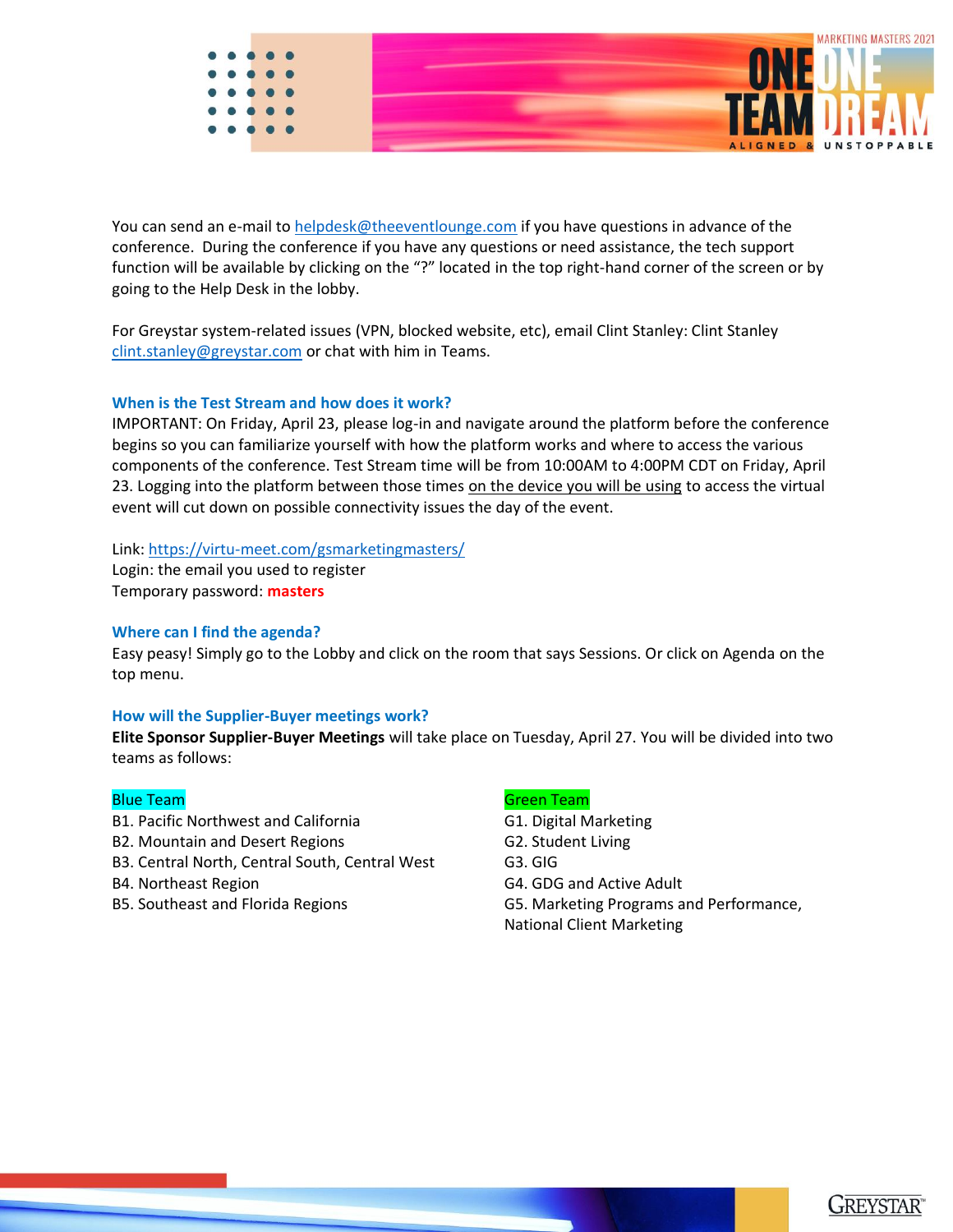You can send an e-mail to helpdesk@theeventlounge.com if you have questions in advance of the conference. During the conference if you have any questions or need assistance, the tech support function will be available by clicking on the "?" located in the top right-hand corner of the screen or by going to the Help Desk in the lobby.

For Greystar system-related issues (VPN, blocked website, etc), email Clint Stanley: Clint Stanley clint.stanley@greystar.com or chat with him in Teams.

### When is the Test Stream and how does it work?

IMPORTANT: On Friday, April 23, please log-in and navigate around the platform before the conference begins so you can familiarize yourself with how the platform works and where to access the various components of the conference. Test Stream time will be from 10:00AM to 4:00PM CDT on Friday, April 23. Logging into the platform between those times on the device you will be using to access the virtual event will cut down on possible connectivity issues the day of the event.

Link: https://virtu-meet.com/gsmarketingmasters/
Login: the email you used to register
Temporary password: **masters**

### Where can I find the agenda?

Easy peasy! Simply go to the Lobby and click on the room that says Sessions. Or click on Agenda on the top menu.

### How will the Supplier-Buyer meetings work?

**Elite Sponsor Supplier-Buyer Meetings** will take place on Tuesday, April 27. You will be divided into two teams as follows:

Blue Team

B1. Pacific Northwest and California
B2. Mountain and Desert Regions
B3. Central North, Central South, Central West
B4. Northeast Region
B5. Southeast and Florida Regions

Green Team

G1. Digital Marketing
G2. Student Living
G3. GIG
G4. GDG and Active Adult
G5. Marketing Programs and Performance, National Client Marketing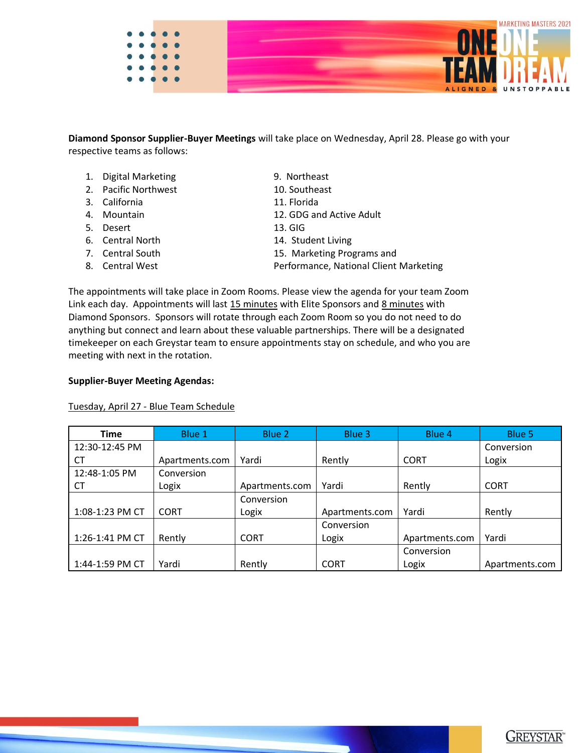**Diamond Sponsor Supplier-Buyer Meetings** will take place on Wednesday, April 28. Please go with your respective teams as follows:

1. Digital Marketing
2. Pacific Northwest
3. California
4. Mountain
5. Desert
6. Central North
7. Central South
8. Central West
9. Northeast
10. Southeast
11. Florida
12. GDG and Active Adult
13. GIG
14. Student Living
15. Marketing Programs and Performance, National Client Marketing

The appointments will take place in Zoom Rooms. Please view the agenda for your team Zoom Link each day. Appointments will last <u>15 minutes</u> with Elite Sponsors and <u>8 minutes</u> with Diamond Sponsors. Sponsors will rotate through each Zoom Room so you do not need to do anything but connect and learn about these valuable partnerships. There will be a designated timekeeper on each Greystar team to ensure appointments stay on schedule, and who you are meeting with next in the rotation.

**Supplier-Buyer Meeting Agendas:**

<u>Tuesday, April 27 - Blue Team Schedule</u>

| Time | Blue 1 | Blue 2 | Blue 3 | Blue 4 | Blue 5 |
|---|---|---|---|---|---|
| 12:30-12:45 PM CT | Apartments.com | Yardi | Rently | CORT | Conversion Logix |
| 12:48-1:05 PM CT | Conversion Logix | Apartments.com | Yardi | Rently | CORT |
| 1:08-1:23 PM CT | CORT | Conversion Logix | Apartments.com | Yardi | Rently |
| 1:26-1:41 PM CT | Rently | CORT | Conversion Logix | Apartments.com | Yardi |
| 1:44-1:59 PM CT | Yardi | Rently | CORT | Conversion Logix | Apartments.com |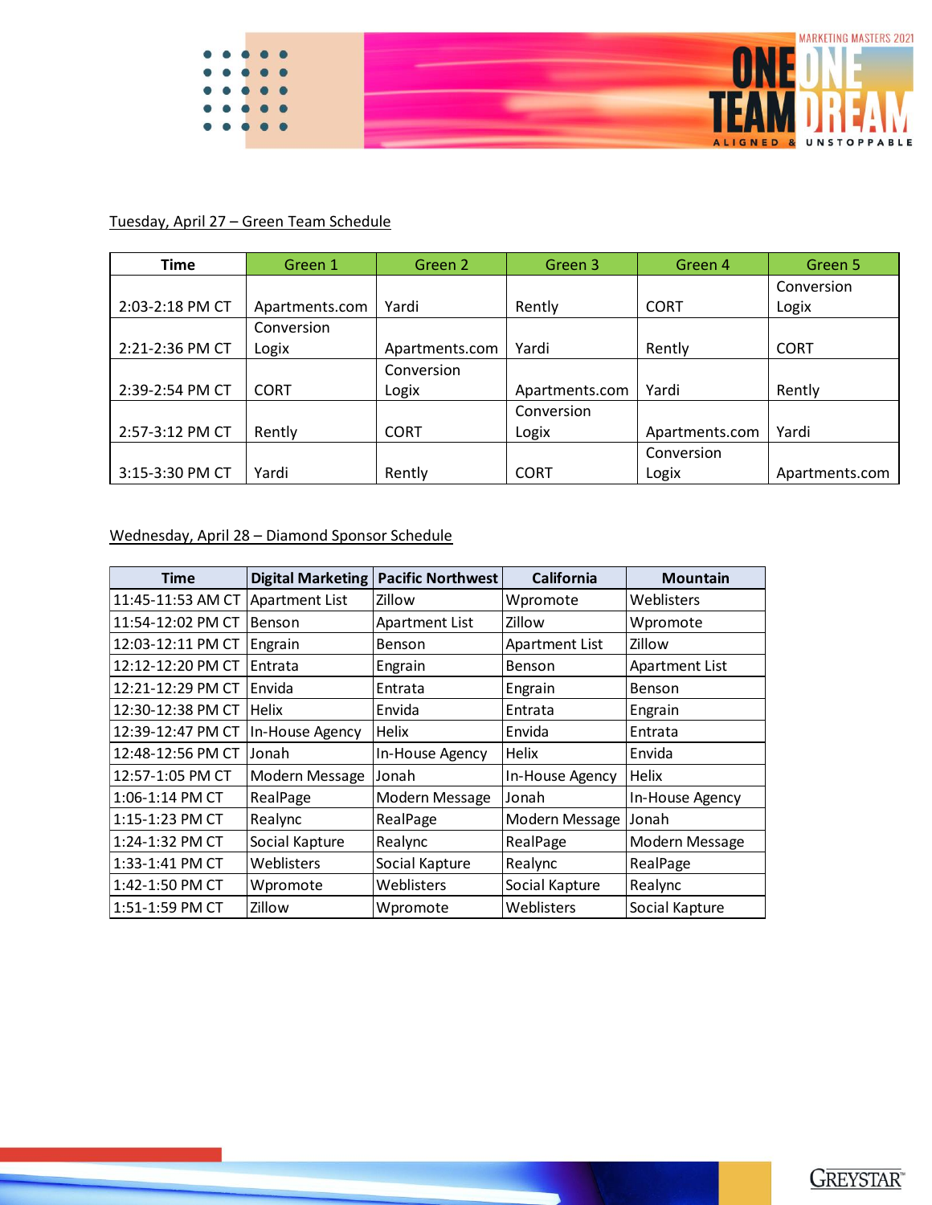Tuesday, April 27 – Green Team Schedule

| Time | Green 1 | Green 2 | Green 3 | Green 4 | Green 5 |
|---|---|---|---|---|---|
| 2:03-2:18 PM CT | Apartments.com | Yardi | Rently | CORT | Conversion Logix |
| 2:21-2:36 PM CT | Conversion Logix | Apartments.com | Yardi | Rently | CORT |
| 2:39-2:54 PM CT | CORT | Conversion Logix | Apartments.com | Yardi | Rently |
| 2:57-3:12 PM CT | Rently | CORT | Conversion Logix | Apartments.com | Yardi |
| 3:15-3:30 PM CT | Yardi | Rently | CORT | Conversion Logix | Apartments.com |

Wednesday, April 28 – Diamond Sponsor Schedule

| Time | Digital Marketing | Pacific Northwest | California | Mountain |
|---|---|---|---|---|
| 11:45-11:53 AM CT | Apartment List | Zillow | Wpromote | Weblisters |
| 11:54-12:02 PM CT | Benson | Apartment List | Zillow | Wpromote |
| 12:03-12:11 PM CT | Engrain | Benson | Apartment List | Zillow |
| 12:12-12:20 PM CT | Entrata | Engrain | Benson | Apartment List |
| 12:21-12:29 PM CT | Envida | Entrata | Engrain | Benson |
| 12:30-12:38 PM CT | Helix | Envida | Entrata | Engrain |
| 12:39-12:47 PM CT | In-House Agency | Helix | Envida | Entrata |
| 12:48-12:56 PM CT | Jonah | In-House Agency | Helix | Envida |
| 12:57-1:05 PM CT | Modern Message | Jonah | In-House Agency | Helix |
| 1:06-1:14 PM CT | RealPage | Modern Message | Jonah | In-House Agency |
| 1:15-1:23 PM CT | Realync | RealPage | Modern Message | Jonah |
| 1:24-1:32 PM CT | Social Kapture | Realync | RealPage | Modern Message |
| 1:33-1:41 PM CT | Weblisters | Social Kapture | Realync | RealPage |
| 1:42-1:50 PM CT | Wpromote | Weblisters | Social Kapture | Realync |
| 1:51-1:59 PM CT | Zillow | Wpromote | Weblisters | Social Kapture |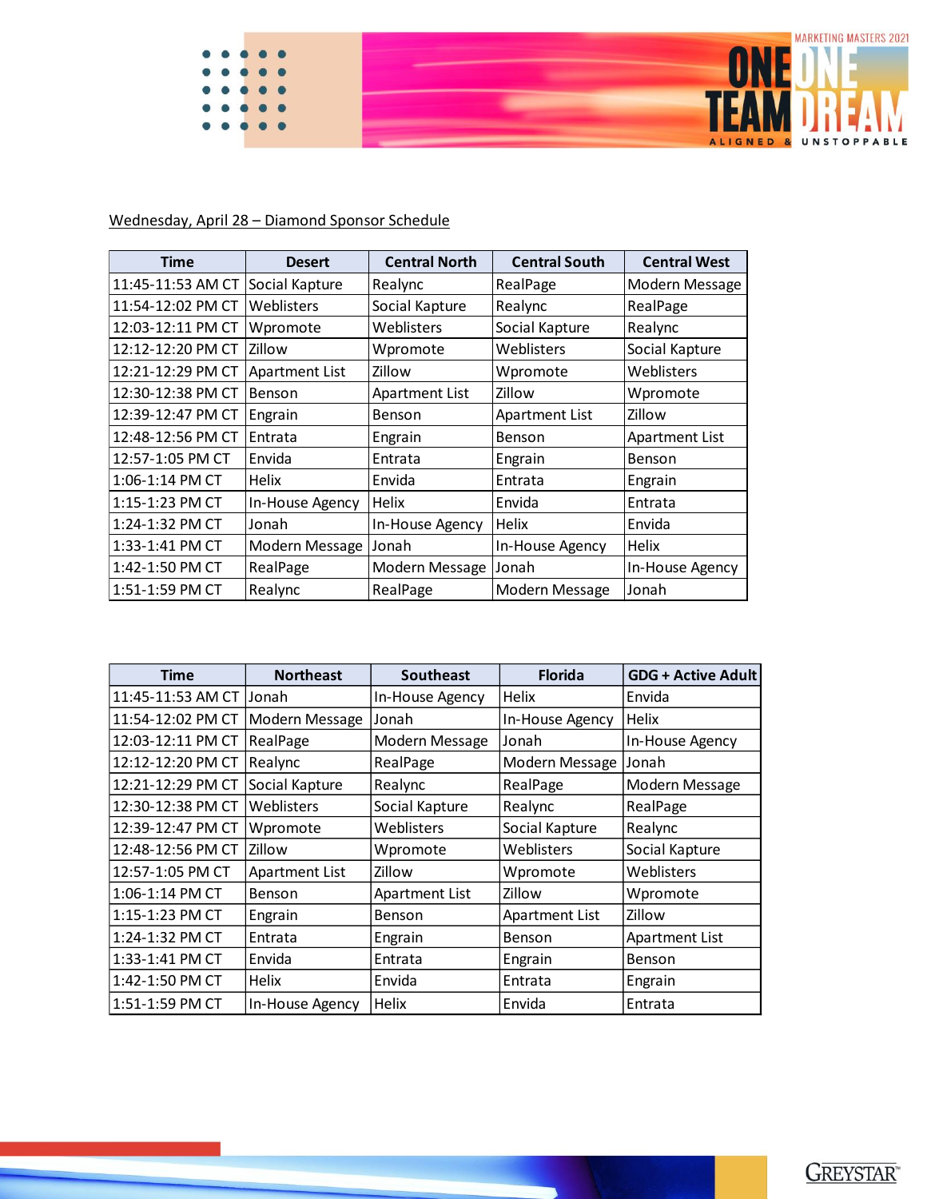Wednesday, April 28 – Diamond Sponsor Schedule

| Time | Desert | Central North | Central South | Central West |
|---|---|---|---|---|
| 11:45-11:53 AM CT | Social Kapture | Realync | RealPage | Modern Message |
| 11:54-12:02 PM CT | Weblisters | Social Kapture | Realync | RealPage |
| 12:03-12:11 PM CT | Wpromote | Weblisters | Social Kapture | Realync |
| 12:12-12:20 PM CT | Zillow | Wpromote | Weblisters | Social Kapture |
| 12:21-12:29 PM CT | Apartment List | Zillow | Wpromote | Weblisters |
| 12:30-12:38 PM CT | Benson | Apartment List | Zillow | Wpromote |
| 12:39-12:47 PM CT | Engrain | Benson | Apartment List | Zillow |
| 12:48-12:56 PM CT | Entrata | Engrain | Benson | Apartment List |
| 12:57-1:05 PM CT | Envida | Entrata | Engrain | Benson |
| 1:06-1:14 PM CT | Helix | Envida | Entrata | Engrain |
| 1:15-1:23 PM CT | In-House Agency | Helix | Envida | Entrata |
| 1:24-1:32 PM CT | Jonah | In-House Agency | Helix | Envida |
| 1:33-1:41 PM CT | Modern Message | Jonah | In-House Agency | Helix |
| 1:42-1:50 PM CT | RealPage | Modern Message | Jonah | In-House Agency |
| 1:51-1:59 PM CT | Realync | RealPage | Modern Message | Jonah |

| Time | Northeast | Southeast | Florida | GDG + Active Adult |
|---|---|---|---|---|
| 11:45-11:53 AM CT | Jonah | In-House Agency | Helix | Envida |
| 11:54-12:02 PM CT | Modern Message | Jonah | In-House Agency | Helix |
| 12:03-12:11 PM CT | RealPage | Modern Message | Jonah | In-House Agency |
| 12:12-12:20 PM CT | Realync | RealPage | Modern Message | Jonah |
| 12:21-12:29 PM CT | Social Kapture | Realync | RealPage | Modern Message |
| 12:30-12:38 PM CT | Weblisters | Social Kapture | Realync | RealPage |
| 12:39-12:47 PM CT | Wpromote | Weblisters | Social Kapture | Realync |
| 12:48-12:56 PM CT | Zillow | Wpromote | Weblisters | Social Kapture |
| 12:57-1:05 PM CT | Apartment List | Zillow | Wpromote | Weblisters |
| 1:06-1:14 PM CT | Benson | Apartment List | Zillow | Wpromote |
| 1:15-1:23 PM CT | Engrain | Benson | Apartment List | Zillow |
| 1:24-1:32 PM CT | Entrata | Engrain | Benson | Apartment List |
| 1:33-1:41 PM CT | Envida | Entrata | Engrain | Benson |
| 1:42-1:50 PM CT | Helix | Envida | Entrata | Engrain |
| 1:51-1:59 PM CT | In-House Agency | Helix | Envida | Entrata |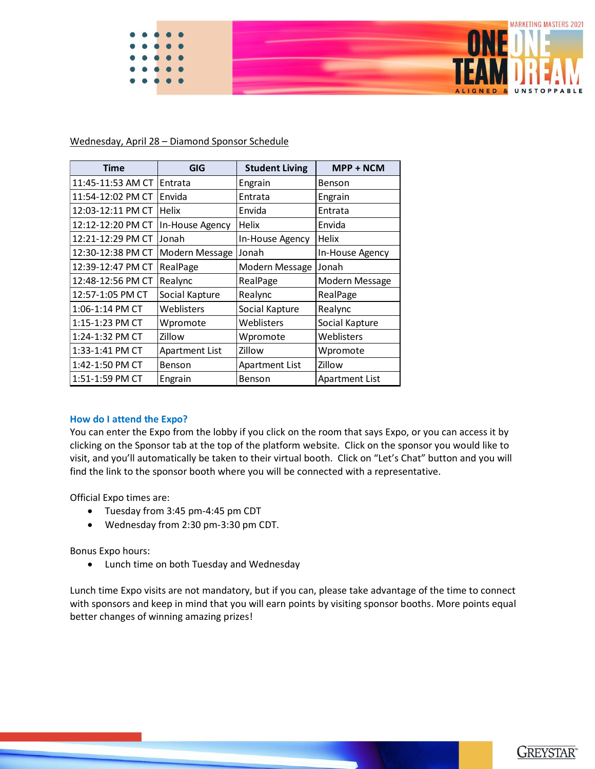Wednesday, April 28 – Diamond Sponsor Schedule

| Time | GIG | Student Living | MPP + NCM |
|---|---|---|---|
| 11:45-11:53 AM CT | Entrata | Engrain | Benson |
| 11:54-12:02 PM CT | Envida | Entrata | Engrain |
| 12:03-12:11 PM CT | Helix | Envida | Entrata |
| 12:12-12:20 PM CT | In-House Agency | Helix | Envida |
| 12:21-12:29 PM CT | Jonah | In-House Agency | Helix |
| 12:30-12:38 PM CT | Modern Message | Jonah | In-House Agency |
| 12:39-12:47 PM CT | RealPage | Modern Message | Jonah |
| 12:48-12:56 PM CT | Realync | RealPage | Modern Message |
| 12:57-1:05 PM CT | Social Kapture | Realync | RealPage |
| 1:06-1:14 PM CT | Weblisters | Social Kapture | Realync |
| 1:15-1:23 PM CT | Wpromote | Weblisters | Social Kapture |
| 1:24-1:32 PM CT | Zillow | Wpromote | Weblisters |
| 1:33-1:41 PM CT | Apartment List | Zillow | Wpromote |
| 1:42-1:50 PM CT | Benson | Apartment List | Zillow |
| 1:51-1:59 PM CT | Engrain | Benson | Apartment List |

**How do I attend the Expo?**

You can enter the Expo from the lobby if you click on the room that says Expo, or you can access it by clicking on the Sponsor tab at the top of the platform website. Click on the sponsor you would like to visit, and you'll automatically be taken to their virtual booth. Click on "Let's Chat" button and you will find the link to the sponsor booth where you will be connected with a representative.

Official Expo times are:

- Tuesday from 3:45 pm-4:45 pm CDT
- Wednesday from 2:30 pm-3:30 pm CDT.

Bonus Expo hours:

- Lunch time on both Tuesday and Wednesday

Lunch time Expo visits are not mandatory, but if you can, please take advantage of the time to connect with sponsors and keep in mind that you will earn points by visiting sponsor booths. More points equal better changes of winning amazing prizes!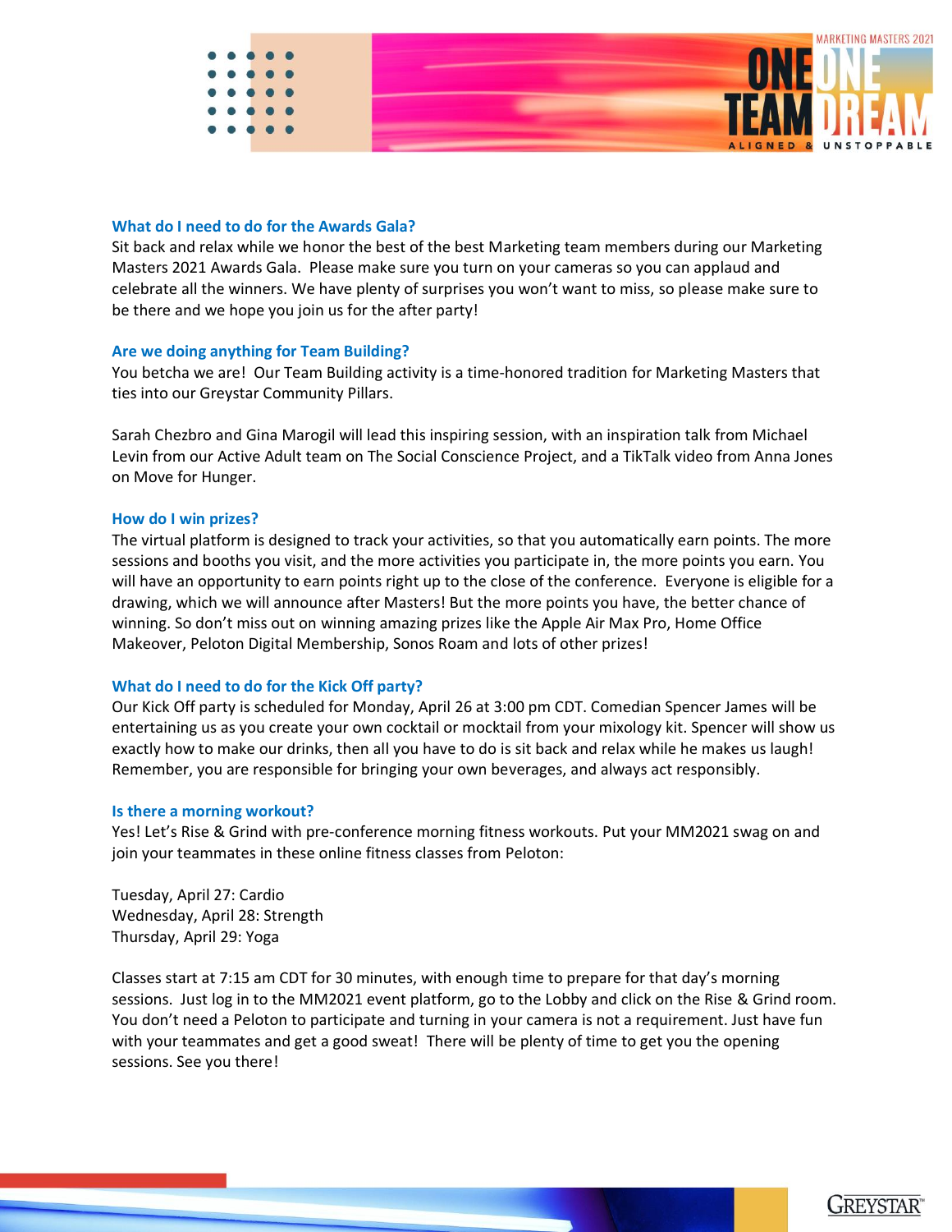### What do I need to do for the Awards Gala?

Sit back and relax while we honor the best of the best Marketing team members during our Marketing Masters 2021 Awards Gala. Please make sure you turn on your cameras so you can applaud and celebrate all the winners. We have plenty of surprises you won't want to miss, so please make sure to be there and we hope you join us for the after party!

### Are we doing anything for Team Building?

You betcha we are! Our Team Building activity is a time-honored tradition for Marketing Masters that ties into our Greystar Community Pillars.

Sarah Chezbro and Gina Marogil will lead this inspiring session, with an inspiration talk from Michael Levin from our Active Adult team on The Social Conscience Project, and a TikTalk video from Anna Jones on Move for Hunger.

### How do I win prizes?

The virtual platform is designed to track your activities, so that you automatically earn points. The more sessions and booths you visit, and the more activities you participate in, the more points you earn. You will have an opportunity to earn points right up to the close of the conference. Everyone is eligible for a drawing, which we will announce after Masters! But the more points you have, the better chance of winning. So don't miss out on winning amazing prizes like the Apple Air Max Pro, Home Office Makeover, Peloton Digital Membership, Sonos Roam and lots of other prizes!

### What do I need to do for the Kick Off party?

Our Kick Off party is scheduled for Monday, April 26 at 3:00 pm CDT. Comedian Spencer James will be entertaining us as you create your own cocktail or mocktail from your mixology kit. Spencer will show us exactly how to make our drinks, then all you have to do is sit back and relax while he makes us laugh! Remember, you are responsible for bringing your own beverages, and always act responsibly.

### Is there a morning workout?

Yes! Let's Rise & Grind with pre-conference morning fitness workouts. Put your MM2021 swag on and join your teammates in these online fitness classes from Peloton:

Tuesday, April 27: Cardio
Wednesday, April 28: Strength
Thursday, April 29: Yoga

Classes start at 7:15 am CDT for 30 minutes, with enough time to prepare for that day's morning sessions. Just log in to the MM2021 event platform, go to the Lobby and click on the Rise & Grind room. You don't need a Peloton to participate and turning in your camera is not a requirement. Just have fun with your teammates and get a good sweat! There will be plenty of time to get you the opening sessions. See you there!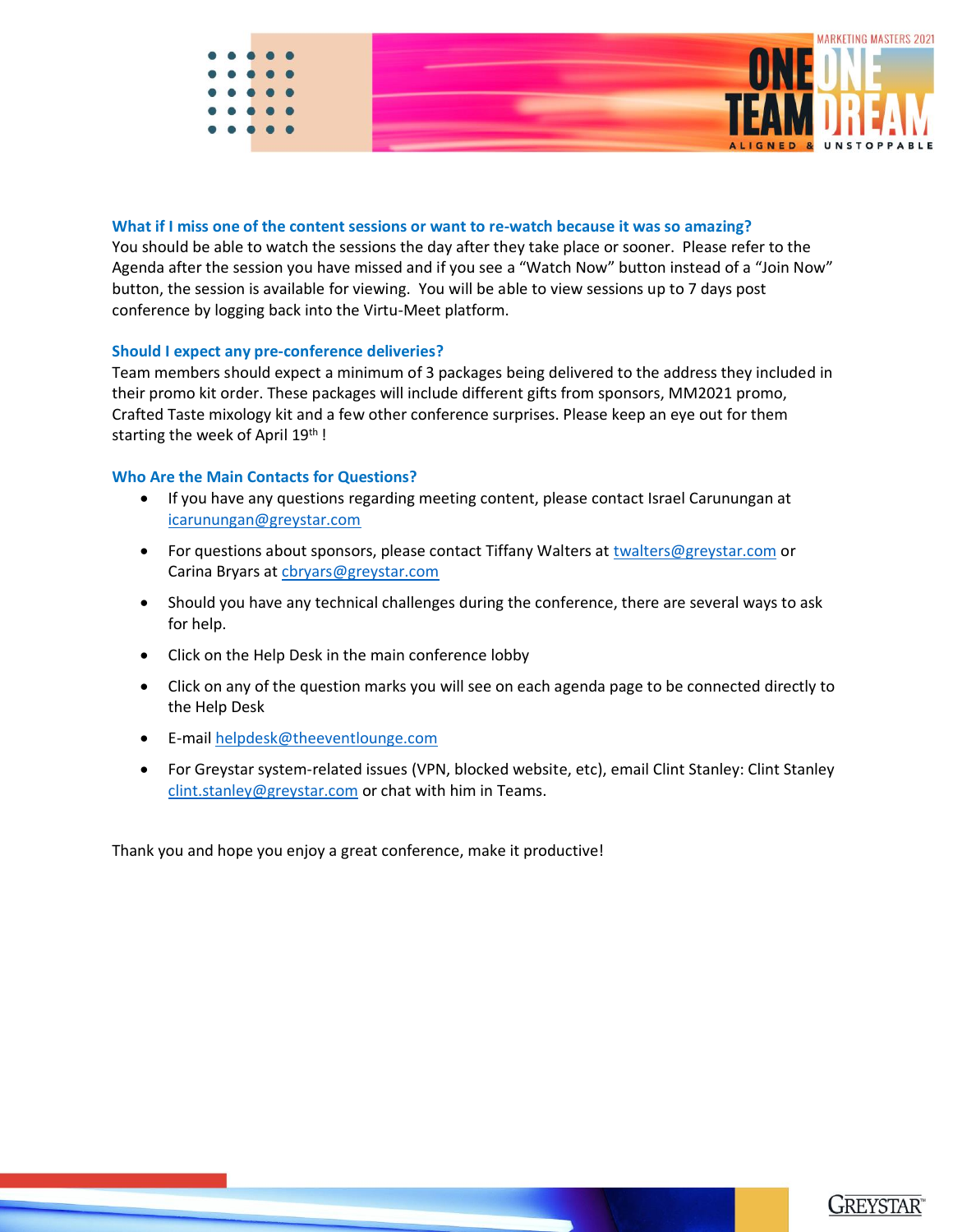### What if I miss one of the content sessions or want to re-watch because it was so amazing?

You should be able to watch the sessions the day after they take place or sooner. Please refer to the Agenda after the session you have missed and if you see a "Watch Now" button instead of a "Join Now" button, the session is available for viewing. You will be able to view sessions up to 7 days post conference by logging back into the Virtu-Meet platform.

### Should I expect any pre-conference deliveries?

Team members should expect a minimum of 3 packages being delivered to the address they included in their promo kit order. These packages will include different gifts from sponsors, MM2021 promo, Crafted Taste mixology kit and a few other conference surprises. Please keep an eye out for them starting the week of April 19th !

### Who Are the Main Contacts for Questions?

- If you have any questions regarding meeting content, please contact Israel Carunungan at icarunungan@greystar.com
- For questions about sponsors, please contact Tiffany Walters at twalters@greystar.com or Carina Bryars at cbryars@greystar.com
- Should you have any technical challenges during the conference, there are several ways to ask for help.
- Click on the Help Desk in the main conference lobby
- Click on any of the question marks you will see on each agenda page to be connected directly to the Help Desk
- E-mail helpdesk@theeventlounge.com
- For Greystar system-related issues (VPN, blocked website, etc), email Clint Stanley: Clint Stanley clint.stanley@greystar.com or chat with him in Teams.

Thank you and hope you enjoy a great conference, make it productive!